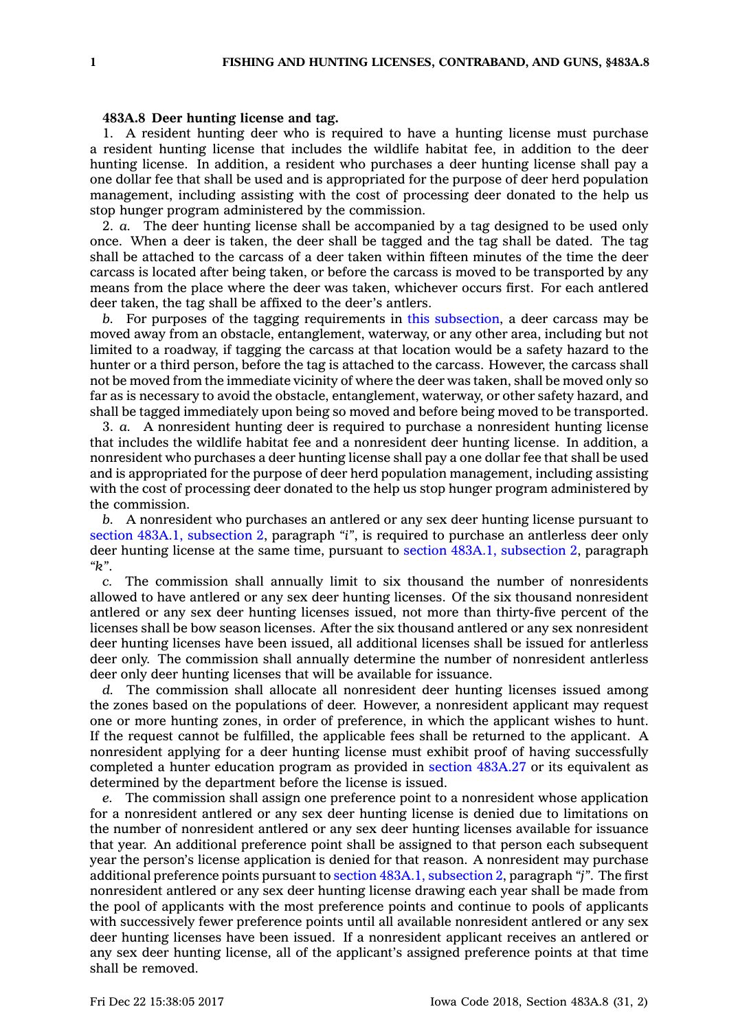**483A.8 Deer hunting license and tag.**

1. A resident hunting deer who is required to have a hunting license must purchase a resident hunting license that includes the wildlife habitat fee, in addition to the deer hunting license. In addition, a resident who purchases a deer hunting license shall pay a one dollar fee that shall be used and is appropriated for the purpose of deer herd population management, including assisting with the cost of processing deer donated to the help us stop hunger program administered by the commission.

2. *a.* The deer hunting license shall be accompanied by a tag designed to be used only once. When a deer is taken, the deer shall be tagged and the tag shall be dated. The tag shall be attached to the carcass of a deer taken within fifteen minutes of the time the deer carcass is located after being taken, or before the carcass is moved to be transported by any means from the place where the deer was taken, whichever occurs first. For each antlered deer taken, the tag shall be affixed to the deer's antlers.

*b.* For purposes of the tagging requirements in this subsection, a deer carcass may be moved away from an obstacle, entanglement, waterway, or any other area, including but not limited to a roadway, if tagging the carcass at that location would be a safety hazard to the hunter or a third person, before the tag is attached to the carcass. However, the carcass shall not be moved from the immediate vicinity of where the deer was taken, shall be moved only so far as is necessary to avoid the obstacle, entanglement, waterway, or other safety hazard, and shall be tagged immediately upon being so moved and before being moved to be transported.

3. *a.* A nonresident hunting deer is required to purchase a nonresident hunting license that includes the wildlife habitat fee and a nonresident deer hunting license. In addition, a nonresident who purchases a deer hunting license shall pay a one dollar fee that shall be used and is appropriated for the purpose of deer herd population management, including assisting with the cost of processing deer donated to the help us stop hunger program administered by the commission.

*b.* A nonresident who purchases an antlered or any sex deer hunting license pursuant to section 483A.1, subsection 2, paragraph *"i"*, is required to purchase an antlerless deer only deer hunting license at the same time, pursuant to section 483A.1, subsection 2, paragraph *"k"*.

*c.* The commission shall annually limit to six thousand the number of nonresidents allowed to have antlered or any sex deer hunting licenses. Of the six thousand nonresident antlered or any sex deer hunting licenses issued, not more than thirty-five percent of the licenses shall be bow season licenses. After the six thousand antlered or any sex nonresident deer hunting licenses have been issued, all additional licenses shall be issued for antlerless deer only. The commission shall annually determine the number of nonresident antlerless deer only deer hunting licenses that will be available for issuance.

*d.* The commission shall allocate all nonresident deer hunting licenses issued among the zones based on the populations of deer. However, a nonresident applicant may request one or more hunting zones, in order of preference, in which the applicant wishes to hunt. If the request cannot be fulfilled, the applicable fees shall be returned to the applicant. A nonresident applying for a deer hunting license must exhibit proof of having successfully completed a hunter education program as provided in section 483A.27 or its equivalent as determined by the department before the license is issued.

*e.* The commission shall assign one preference point to a nonresident whose application for a nonresident antlered or any sex deer hunting license is denied due to limitations on the number of nonresident antlered or any sex deer hunting licenses available for issuance that year. An additional preference point shall be assigned to that person each subsequent year the person's license application is denied for that reason. A nonresident may purchase additional preference points pursuant to section 483A.1, subsection 2, paragraph *"j"*. The first nonresident antlered or any sex deer hunting license drawing each year shall be made from the pool of applicants with the most preference points and continue to pools of applicants with successively fewer preference points until all available nonresident antlered or any sex deer hunting licenses have been issued. If a nonresident applicant receives an antlered or any sex deer hunting license, all of the applicant's assigned preference points at that time shall be removed.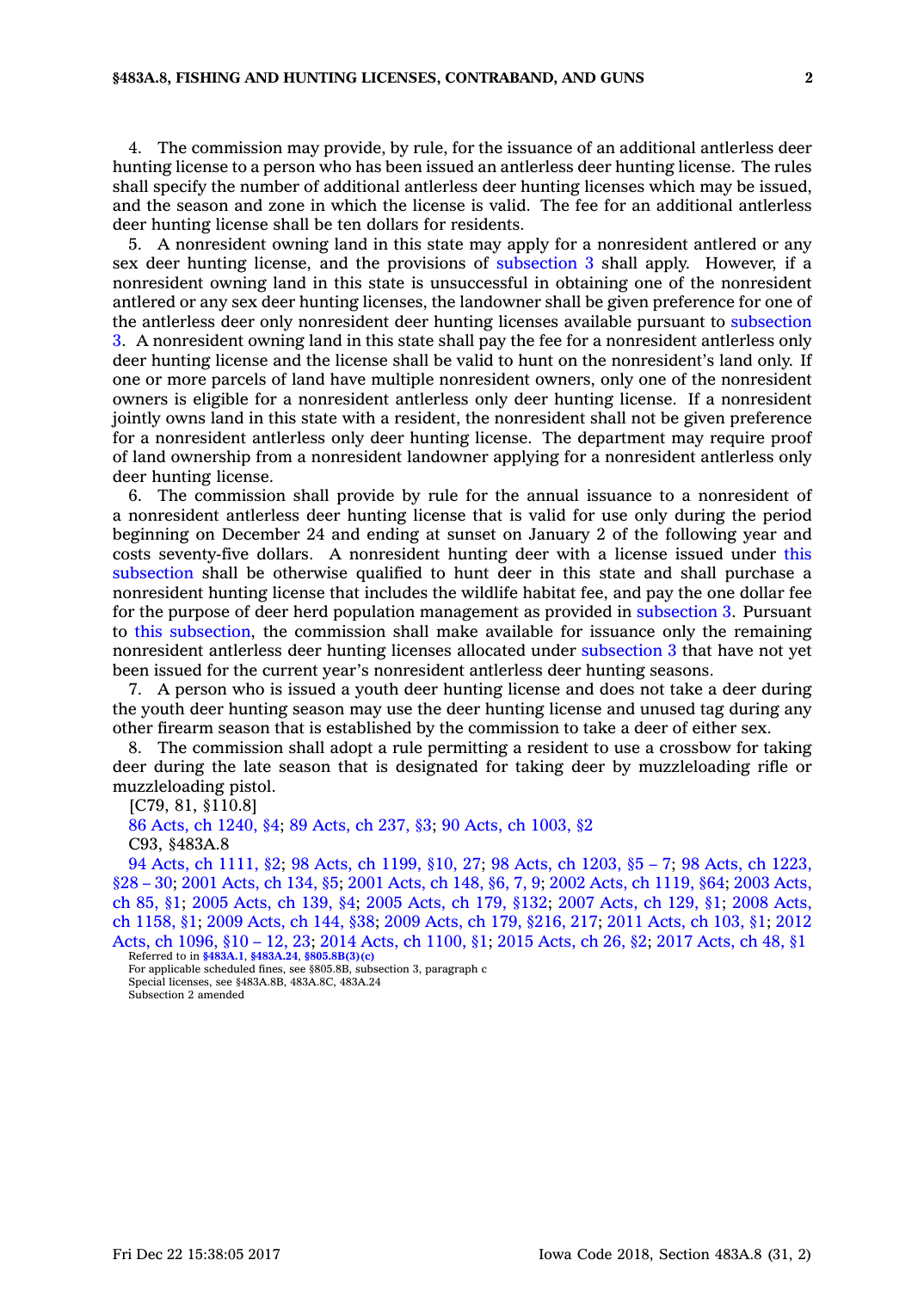4. The commission may provide, by rule, for the issuance of an additional antlerless deer hunting license to a person who has been issued an antlerless deer hunting license. The rules shall specify the number of additional antlerless deer hunting licenses which may be issued, and the season and zone in which the license is valid. The fee for an additional antlerless deer hunting license shall be ten dollars for residents.

5. A nonresident owning land in this state may apply for a nonresident antlered or any sex deer hunting license, and the provisions of subsection 3 shall apply. However, if a nonresident owning land in this state is unsuccessful in obtaining one of the nonresident antlered or any sex deer hunting licenses, the landowner shall be given preference for one of the antlerless deer only nonresident deer hunting licenses available pursuant to subsection 3. A nonresident owning land in this state shall pay the fee for a nonresident antlerless only deer hunting license and the license shall be valid to hunt on the nonresident's land only. If one or more parcels of land have multiple nonresident owners, only one of the nonresident owners is eligible for a nonresident antlerless only deer hunting license. If a nonresident jointly owns land in this state with a resident, the nonresident shall not be given preference for a nonresident antlerless only deer hunting license. The department may require proof of land ownership from a nonresident landowner applying for a nonresident antlerless only deer hunting license.

6. The commission shall provide by rule for the annual issuance to a nonresident of a nonresident antlerless deer hunting license that is valid for use only during the period beginning on December 24 and ending at sunset on January 2 of the following year and costs seventy-five dollars. A nonresident hunting deer with a license issued under this subsection shall be otherwise qualified to hunt deer in this state and shall purchase a nonresident hunting license that includes the wildlife habitat fee, and pay the one dollar fee for the purpose of deer herd population management as provided in subsection 3. Pursuant to this subsection, the commission shall make available for issuance only the remaining nonresident antlerless deer hunting licenses allocated under subsection 3 that have not yet been issued for the current year's nonresident antlerless deer hunting seasons.

7. A person who is issued a youth deer hunting license and does not take a deer during the youth deer hunting season may use the deer hunting license and unused tag during any other firearm season that is established by the commission to take a deer of either sex.

8. The commission shall adopt a rule permitting a resident to use a crossbow for taking deer during the late season that is designated for taking deer by muzzleloading rifle or muzzleloading pistol.

[C79, 81, §110.8]

86 Acts, ch 1240, §4; 89 Acts, ch 237, §3; 90 Acts, ch 1003, §2

C93, §483A.8

94 Acts, ch 1111, §2; 98 Acts, ch 1199, §10, 27; 98 Acts, ch 1203, §5 – 7; 98 Acts, ch 1223, §28 – 30; 2001 Acts, ch 134, §5; 2001 Acts, ch 148, §6, 7, 9; 2002 Acts, ch 1119, §64; 2003 Acts, ch 85, §1; 2005 Acts, ch 139, §4; 2005 Acts, ch 179, §132; 2007 Acts, ch 129, §1; 2008 Acts, ch 1158, §1; 2009 Acts, ch 144, §38; 2009 Acts, ch 179, §216, 217; 2011 Acts, ch 103, §1; 2012 Acts, ch 1096, §10 – 12, 23; 2014 Acts, ch 1100, §1; 2015 Acts, ch 26, §2; 2017 Acts, ch 48, §1

Referred to in **§483A.1, §483A.24, §805.8B(3)(c)**
For applicable scheduled fines, see §805.8B, subsection 3, paragraph c
Special licenses, see §483A.8B, 483A.8C, 483A.24
Subsection 2 amended